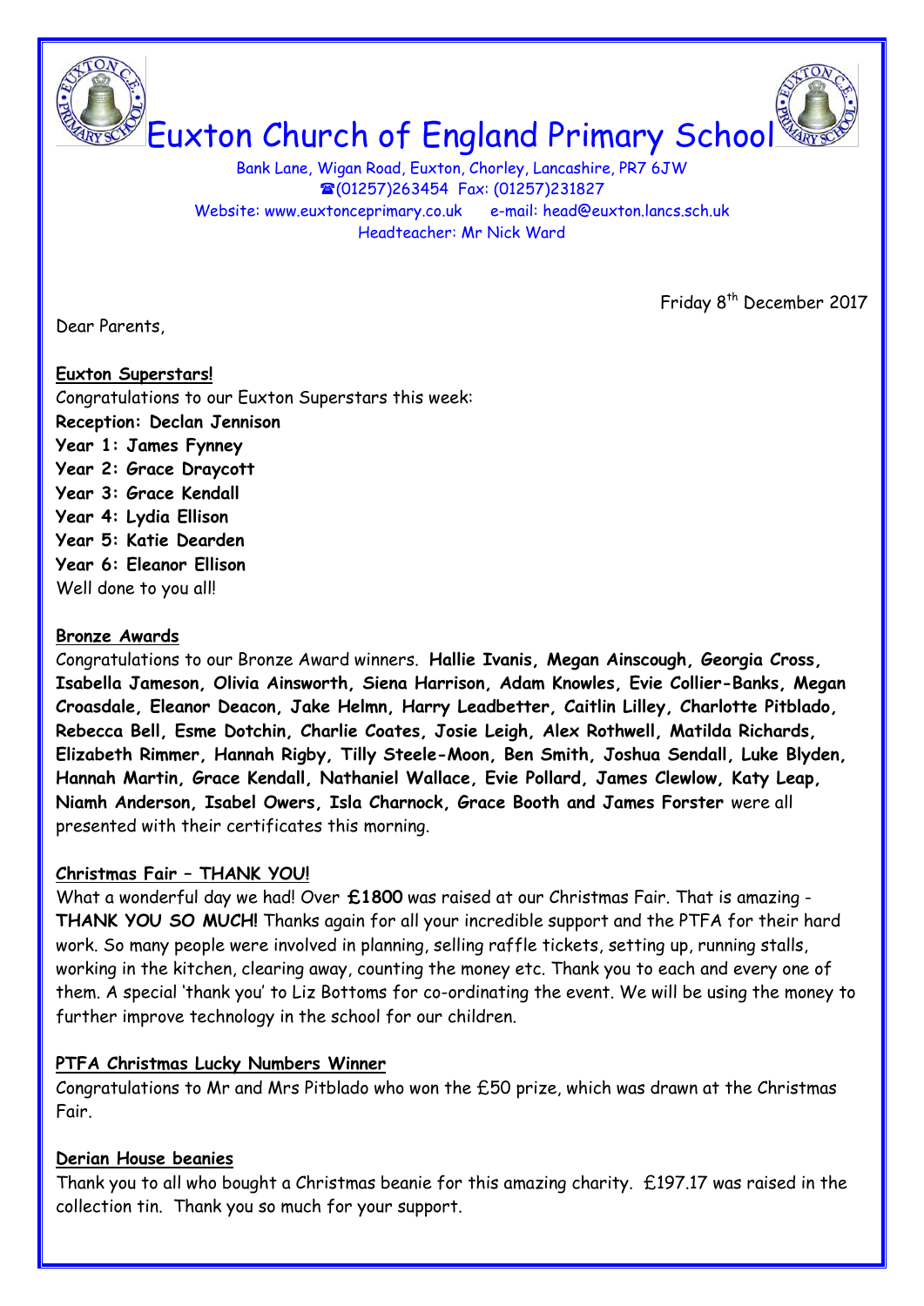# Euxton Church of England Primary School

Bank Lane, Wigan Road, Euxton, Chorley, Lancashire, PR7 6JW
☎(01257)263454 Fax: (01257)231827
Website: www.euxtonceprimary.co.uk e-mail: head@euxton.lancs.sch.uk
Headteacher: Mr Nick Ward

Friday 8th December 2017

Dear Parents,

**Euxton Superstars!**

Congratulations to our Euxton Superstars this week:

**Reception: Declan Jennison**
**Year 1: James Fynney**
**Year 2: Grace Draycott**
**Year 3: Grace Kendall**
**Year 4: Lydia Ellison**
**Year 5: Katie Dearden**
**Year 6: Eleanor Ellison**

Well done to you all!

**Bronze Awards**

Congratulations to our Bronze Award winners. **Hallie Ivanis, Megan Ainscough, Georgia Cross, Isabella Jameson, Olivia Ainsworth, Siena Harrison, Adam Knowles, Evie Collier-Banks, Megan Croasdale, Eleanor Deacon, Jake Helmn, Harry Leadbetter, Caitlin Lilley, Charlotte Pitblado, Rebecca Bell, Esme Dotchin, Charlie Coates, Josie Leigh, Alex Rothwell, Matilda Richards, Elizabeth Rimmer, Hannah Rigby, Tilly Steele-Moon, Ben Smith, Joshua Sendall, Luke Blyden, Hannah Martin, Grace Kendall, Nathaniel Wallace, Evie Pollard, James Clewlow, Katy Leap, Niamh Anderson, Isabel Owers, Isla Charnock, Grace Booth and James Forster** were all presented with their certificates this morning.

**Christmas Fair – THANK YOU!**

What a wonderful day we had! Over **£1800** was raised at our Christmas Fair. That is amazing - **THANK YOU SO MUCH!** Thanks again for all your incredible support and the PTFA for their hard work. So many people were involved in planning, selling raffle tickets, setting up, running stalls, working in the kitchen, clearing away, counting the money etc. Thank you to each and every one of them. A special 'thank you' to Liz Bottoms for co-ordinating the event. We will be using the money to further improve technology in the school for our children.

**PTFA Christmas Lucky Numbers Winner**

Congratulations to Mr and Mrs Pitblado who won the £50 prize, which was drawn at the Christmas Fair.

**Derian House beanies**

Thank you to all who bought a Christmas beanie for this amazing charity. £197.17 was raised in the collection tin. Thank you so much for your support.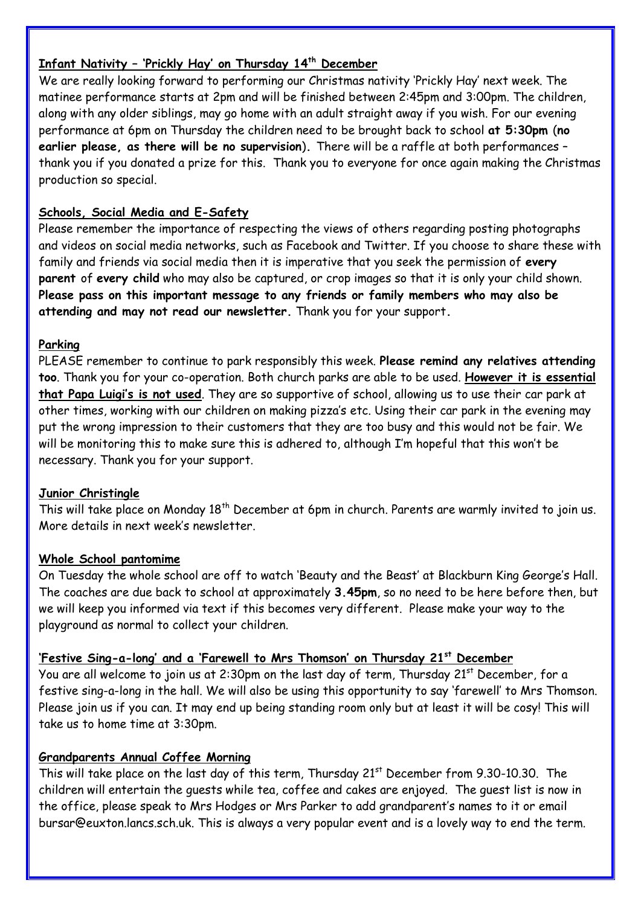**<u>Infant Nativity – 'Prickly Hay' on Thursday 14th December</u>**

We are really looking forward to performing our Christmas nativity 'Prickly Hay' next week. The matinee performance starts at 2pm and will be finished between 2:45pm and 3:00pm. The children, along with any older siblings, may go home with an adult straight away if you wish. For our evening performance at 6pm on Thursday the children need to be brought back to school **at 5:30pm** (**no earlier please, as there will be no supervision**). There will be a raffle at both performances – thank you if you donated a prize for this. Thank you to everyone for once again making the Christmas production so special.

**<u>Schools, Social Media and E-Safety</u>**

Please remember the importance of respecting the views of others regarding posting photographs and videos on social media networks, such as Facebook and Twitter. If you choose to share these with family and friends via social media then it is imperative that you seek the permission of **every parent** of **every child** who may also be captured, or crop images so that it is only your child shown. **Please pass on this important message to any friends or family members who may also be attending and may not read our newsletter.** Thank you for your support.

**<u>Parking</u>**

PLEASE remember to continue to park responsibly this week. **Please remind any relatives attending too**. Thank you for your co-operation. Both church parks are able to be used. **<u>However it is essential that Papa Luigi's is not used</u>**. They are so supportive of school, allowing us to use their car park at other times, working with our children on making pizza's etc. Using their car park in the evening may put the wrong impression to their customers that they are too busy and this would not be fair. We will be monitoring this to make sure this is adhered to, although I'm hopeful that this won't be necessary. Thank you for your support.

**<u>Junior Christingle</u>**

This will take place on Monday 18th December at 6pm in church. Parents are warmly invited to join us. More details in next week's newsletter.

**<u>Whole School pantomime</u>**

On Tuesday the whole school are off to watch 'Beauty and the Beast' at Blackburn King George's Hall. The coaches are due back to school at approximately **3.45pm**, so no need to be here before then, but we will keep you informed via text if this becomes very different. Please make your way to the playground as normal to collect your children.

**<u>'Festive Sing-a-long' and a 'Farewell to Mrs Thomson' on Thursday 21st December</u>**

You are all welcome to join us at 2:30pm on the last day of term, Thursday 21st December, for a festive sing-a-long in the hall. We will also be using this opportunity to say 'farewell' to Mrs Thomson. Please join us if you can. It may end up being standing room only but at least it will be cosy! This will take us to home time at 3:30pm.

**<u>Grandparents Annual Coffee Morning</u>**

This will take place on the last day of this term, Thursday 21st December from 9.30-10.30. The children will entertain the guests while tea, coffee and cakes are enjoyed. The guest list is now in the office, please speak to Mrs Hodges or Mrs Parker to add grandparent's names to it or email bursar@euxton.lancs.sch.uk. This is always a very popular event and is a lovely way to end the term.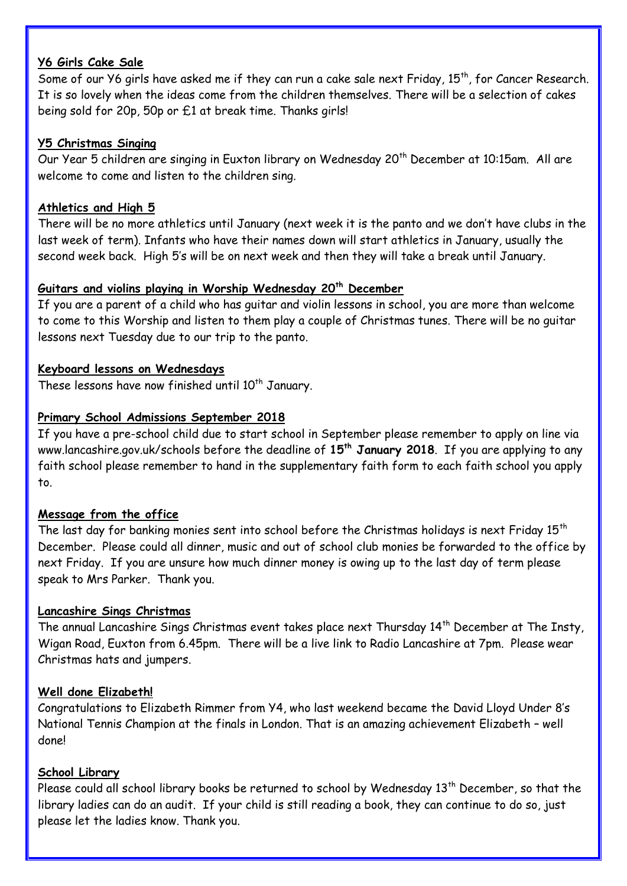**Y6 Girls Cake Sale**

Some of our Y6 girls have asked me if they can run a cake sale next Friday, 15th, for Cancer Research. It is so lovely when the ideas come from the children themselves. There will be a selection of cakes being sold for 20p, 50p or £1 at break time. Thanks girls!

**Y5 Christmas Singing**

Our Year 5 children are singing in Euxton library on Wednesday 20th December at 10:15am. All are welcome to come and listen to the children sing.

**Athletics and High 5**

There will be no more athletics until January (next week it is the panto and we don't have clubs in the last week of term). Infants who have their names down will start athletics in January, usually the second week back. High 5's will be on next week and then they will take a break until January.

**Guitars and violins playing in Worship Wednesday 20th December**

If you are a parent of a child who has guitar and violin lessons in school, you are more than welcome to come to this Worship and listen to them play a couple of Christmas tunes. There will be no guitar lessons next Tuesday due to our trip to the panto.

**Keyboard lessons on Wednesdays**

These lessons have now finished until 10th January.

**Primary School Admissions September 2018**

If you have a pre-school child due to start school in September please remember to apply on line via www.lancashire.gov.uk/schools before the deadline of **15th January 2018**. If you are applying to any faith school please remember to hand in the supplementary faith form to each faith school you apply to.

**Message from the office**

The last day for banking monies sent into school before the Christmas holidays is next Friday 15th December. Please could all dinner, music and out of school club monies be forwarded to the office by next Friday. If you are unsure how much dinner money is owing up to the last day of term please speak to Mrs Parker. Thank you.

**Lancashire Sings Christmas**

The annual Lancashire Sings Christmas event takes place next Thursday 14th December at The Insty, Wigan Road, Euxton from 6.45pm. There will be a live link to Radio Lancashire at 7pm. Please wear Christmas hats and jumpers.

**Well done Elizabeth!**

Congratulations to Elizabeth Rimmer from Y4, who last weekend became the David Lloyd Under 8's National Tennis Champion at the finals in London. That is an amazing achievement Elizabeth – well done!

**School Library**

Please could all school library books be returned to school by Wednesday 13th December, so that the library ladies can do an audit. If your child is still reading a book, they can continue to do so, just please let the ladies know. Thank you.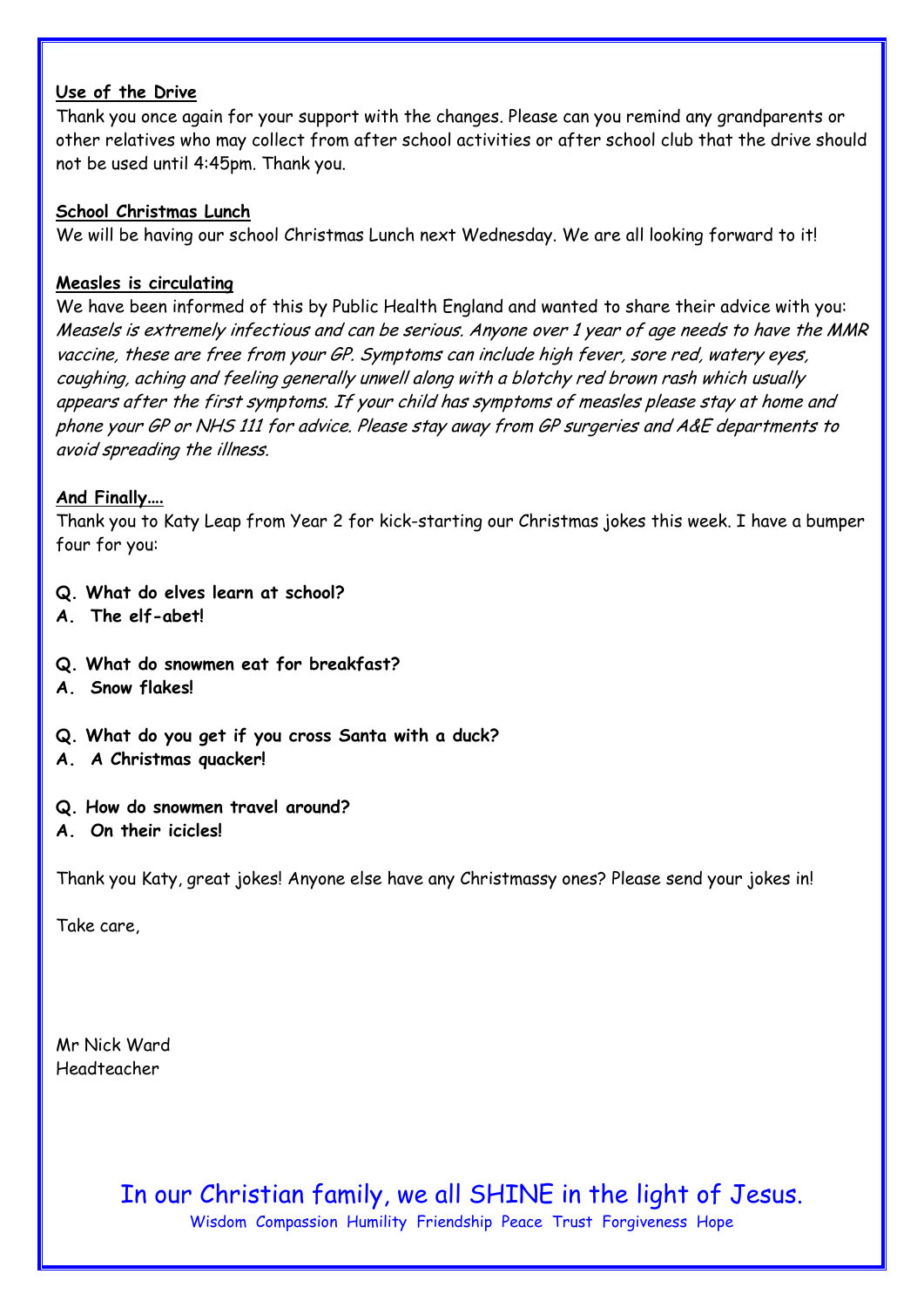**Use of the Drive**

Thank you once again for your support with the changes. Please can you remind any grandparents or other relatives who may collect from after school activities or after school club that the drive should not be used until 4:45pm. Thank you.

**School Christmas Lunch**

We will be having our school Christmas Lunch next Wednesday. We are all looking forward to it!

**Measles is circulating**

We have been informed of this by Public Health England and wanted to share their advice with you:
*Measels is extremely infectious and can be serious. Anyone over 1 year of age needs to have the MMR vaccine, these are free from your GP. Symptoms can include high fever, sore red, watery eyes, coughing, aching and feeling generally unwell along with a blotchy red brown rash which usually appears after the first symptoms. If your child has symptoms of measles please stay at home and phone your GP or NHS 111 for advice. Please stay away from GP surgeries and A&E departments to avoid spreading the illness.*

**And Finally….**

Thank you to Katy Leap from Year 2 for kick-starting our Christmas jokes this week. I have a bumper four for you:

**Q. What do elves learn at school?**
**A. The elf-abet!**

**Q. What do snowmen eat for breakfast?**
**A. Snow flakes!**

**Q. What do you get if you cross Santa with a duck?**
**A. A Christmas quacker!**

**Q. How do snowmen travel around?**
**A. On their icicles!**

Thank you Katy, great jokes! Anyone else have any Christmassy ones? Please send your jokes in!

Take care,

Mr Nick Ward
Headteacher

In our Christian family, we all SHINE in the light of Jesus.
Wisdom Compassion Humility Friendship Peace Trust Forgiveness Hope